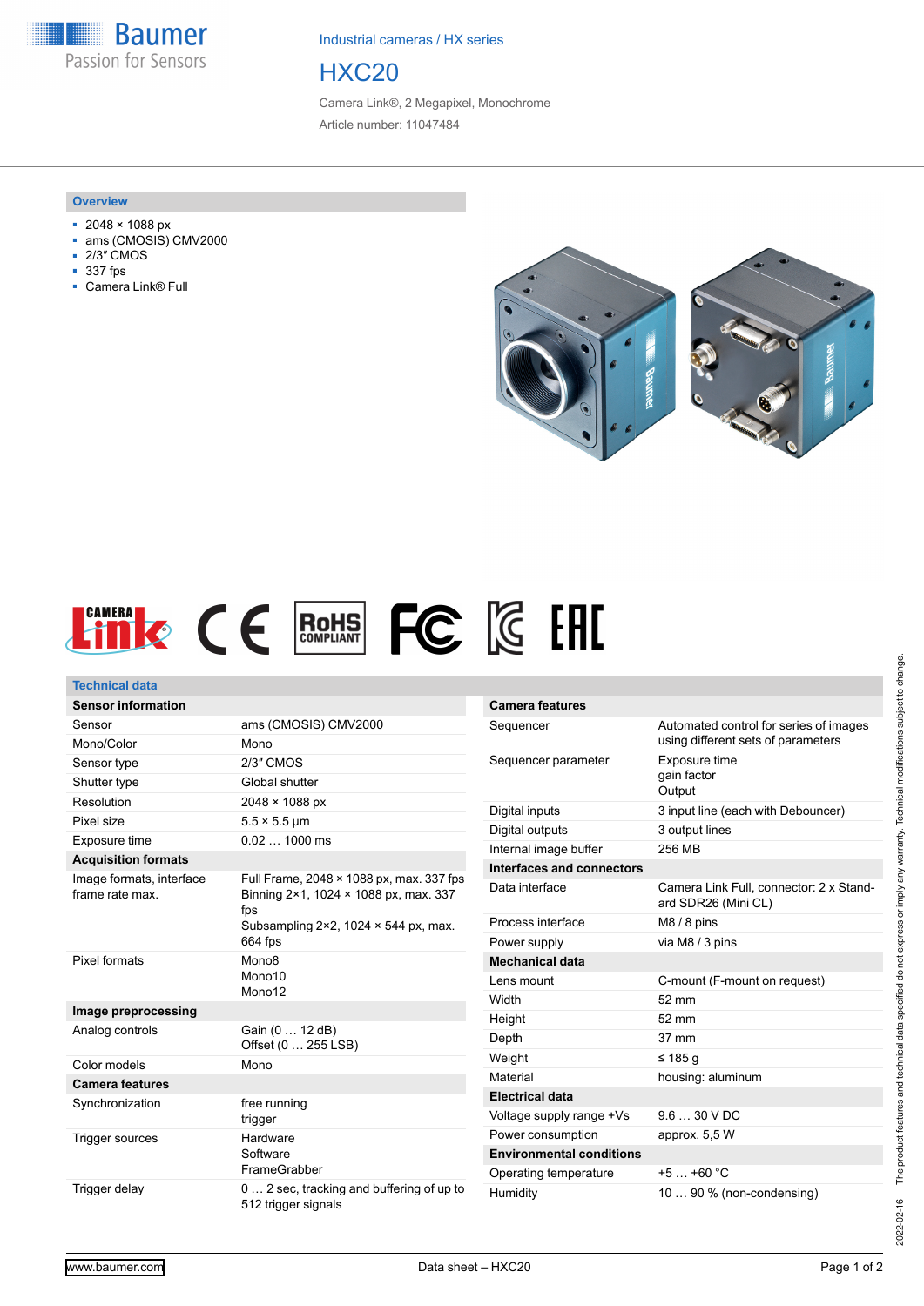Baumer
Passion for Sensors

Industrial cameras / HX series

# HXC20

Camera Link®, 2 Megapixel, Monochrome

Article number: 11047484

## Overview

- 2048 × 1088 px
- ams (CMOSIS) CMV2000
- 2/3″ CMOS
- 337 fps
- Camera Link® Full

## Technical data

| Sensor information | |
|---|---|
| Sensor | ams (CMOSIS) CMV2000 |
| Mono/Color | Mono |
| Sensor type | 2/3″ CMOS |
| Shutter type | Global shutter |
| Resolution | 2048 × 1088 px |
| Pixel size | 5.5 × 5.5 µm |
| Exposure time | 0.02 … 1000 ms |
| **Acquisition formats** | |
| Image formats, interface frame rate max. | Full Frame, 2048 × 1088 px, max. 337 fps<br>Binning 2×1, 1024 × 1088 px, max. 337 fps<br>Subsampling 2×2, 1024 × 544 px, max. 664 fps |
| Pixel formats | Mono8<br>Mono10<br>Mono12 |
| **Image preprocessing** | |
| Analog controls | Gain (0 … 12 dB)<br>Offset (0 … 255 LSB) |
| Color models | Mono |
| **Camera features** | |
| Synchronization | free running<br>trigger |
| Trigger sources | Hardware<br>Software<br>FrameGrabber |
| Trigger delay | 0 … 2 sec, tracking and buffering of up to 512 trigger signals |

| Camera features | |
|---|---|
| Sequencer | Automated control for series of images using different sets of parameters |
| Sequencer parameter | Exposure time<br>gain factor<br>Output |
| Digital inputs | 3 input line (each with Debouncer) |
| Digital outputs | 3 output lines |
| Internal image buffer | 256 MB |
| **Interfaces and connectors** | |
| Data interface | Camera Link Full, connector: 2 x Standard SDR26 (Mini CL) |
| Process interface | M8 / 8 pins |
| Power supply | via M8 / 3 pins |
| **Mechanical data** | |
| Lens mount | C-mount (F-mount on request) |
| Width | 52 mm |
| Height | 52 mm |
| Depth | 37 mm |
| Weight | ≤ 185 g |
| Material | housing: aluminum |
| **Electrical data** | |
| Voltage supply range +Vs | 9.6 … 30 V DC |
| Power consumption | approx. 5,5 W |
| **Environmental conditions** | |
| Operating temperature | +5 … +60 °C |
| Humidity | 10 … 90 % (non-condensing) |

2022-02-16 The product features and technical data specified do not express or imply any warranty. Technical modifications subject to change.

www.baumer.com Data sheet – HXC20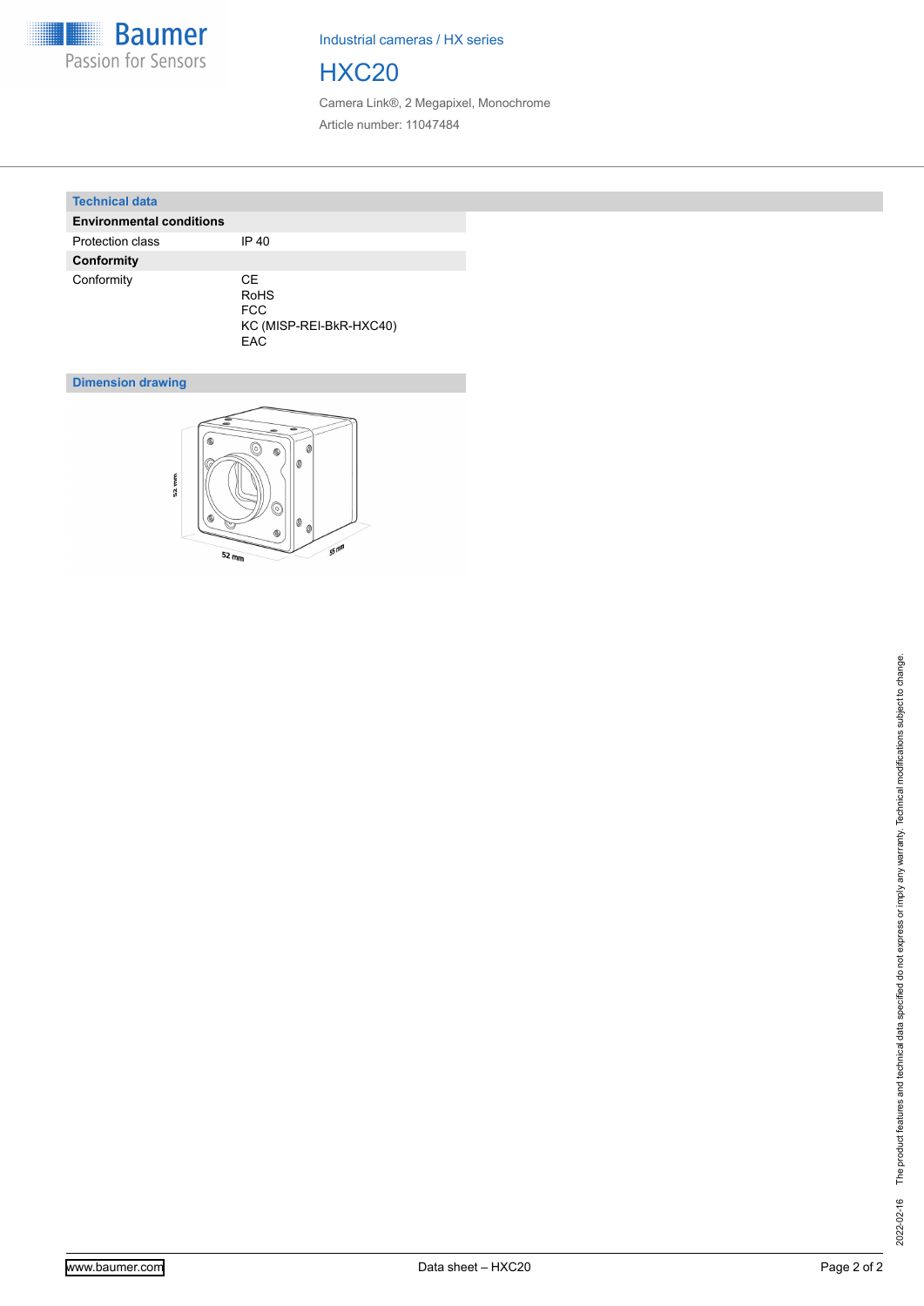Industrial cameras / HX series

# HXC20

Camera Link®, 2 Megapixel, Monochrome

Article number: 11047484

## Technical data

| | |
|---|---|
| **Environmental conditions** | |
| Protection class | IP 40 |
| **Conformity** | |
| Conformity | CE<br>RoHS<br>FCC<br>KC (MISP-REI-BkR-HXC40)<br>EAC |

## Dimension drawing

52 mm

52 mm

55 mm

2022-02-16 The product features and technical data specified do not express or imply any warranty. Technical modifications subject to change.